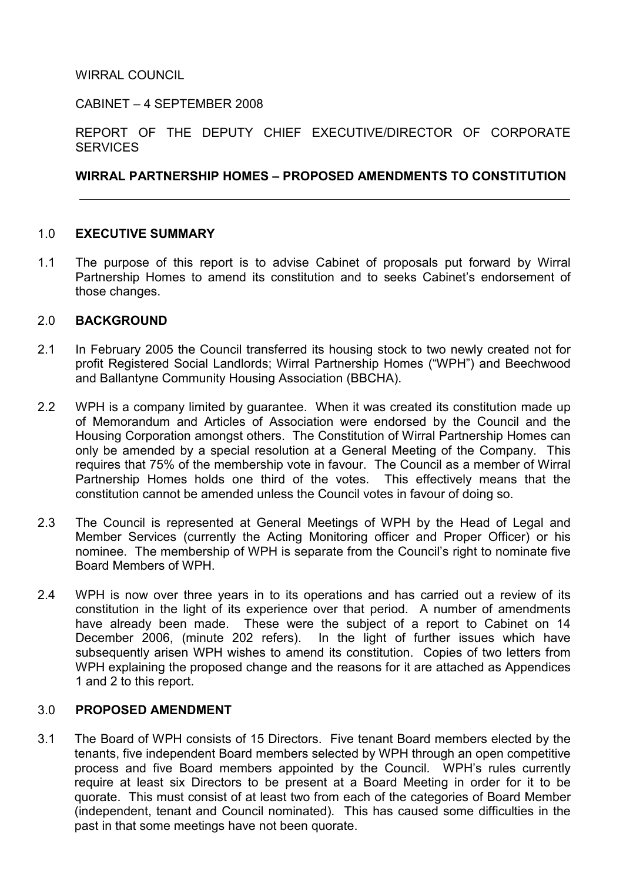WIRRAL COUNCIL

CABINET – 4 SEPTEMBER 2008

REPORT OF THE DEPUTY CHIEF EXECUTIVE/DIRECTOR OF CORPORATE SERVICES

**WIRRAL PARTNERSHIP HOMES – PROPOSED AMENDMENTS TO CONSTITUTION**

---

## 1.0 **EXECUTIVE SUMMARY**

1.1 The purpose of this report is to advise Cabinet of proposals put forward by Wirral Partnership Homes to amend its constitution and to seeks Cabinet's endorsement of those changes.

## 2.0 **BACKGROUND**

2.1 In February 2005 the Council transferred its housing stock to two newly created not for profit Registered Social Landlords; Wirral Partnership Homes ("WPH") and Beechwood and Ballantyne Community Housing Association (BBCHA).

2.2 WPH is a company limited by guarantee. When it was created its constitution made up of Memorandum and Articles of Association were endorsed by the Council and the Housing Corporation amongst others. The Constitution of Wirral Partnership Homes can only be amended by a special resolution at a General Meeting of the Company. This requires that 75% of the membership vote in favour. The Council as a member of Wirral Partnership Homes holds one third of the votes. This effectively means that the constitution cannot be amended unless the Council votes in favour of doing so.

2.3 The Council is represented at General Meetings of WPH by the Head of Legal and Member Services (currently the Acting Monitoring officer and Proper Officer) or his nominee. The membership of WPH is separate from the Council's right to nominate five Board Members of WPH.

2.4 WPH is now over three years in to its operations and has carried out a review of its constitution in the light of its experience over that period. A number of amendments have already been made. These were the subject of a report to Cabinet on 14 December 2006, (minute 202 refers). In the light of further issues which have subsequently arisen WPH wishes to amend its constitution. Copies of two letters from WPH explaining the proposed change and the reasons for it are attached as Appendices 1 and 2 to this report.

## 3.0 **PROPOSED AMENDMENT**

3.1 The Board of WPH consists of 15 Directors. Five tenant Board members elected by the tenants, five independent Board members selected by WPH through an open competitive process and five Board members appointed by the Council. WPH's rules currently require at least six Directors to be present at a Board Meeting in order for it to be quorate. This must consist of at least two from each of the categories of Board Member (independent, tenant and Council nominated). This has caused some difficulties in the past in that some meetings have not been quorate.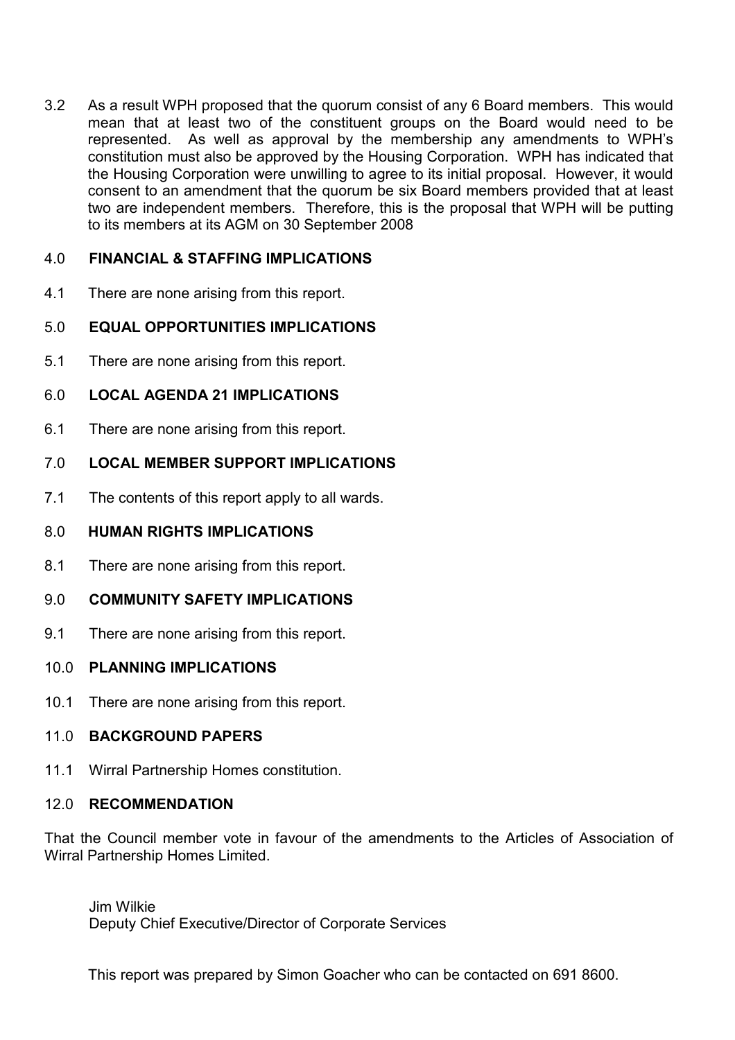3.2 As a result WPH proposed that the quorum consist of any 6 Board members. This would mean that at least two of the constituent groups on the Board would need to be represented. As well as approval by the membership any amendments to WPH's constitution must also be approved by the Housing Corporation. WPH has indicated that the Housing Corporation were unwilling to agree to its initial proposal. However, it would consent to an amendment that the quorum be six Board members provided that at least two are independent members. Therefore, this is the proposal that WPH will be putting to its members at its AGM on 30 September 2008

## 4.0 FINANCIAL & STAFFING IMPLICATIONS

4.1 There are none arising from this report.

## 5.0 EQUAL OPPORTUNITIES IMPLICATIONS

5.1 There are none arising from this report.

## 6.0 LOCAL AGENDA 21 IMPLICATIONS

6.1 There are none arising from this report.

## 7.0 LOCAL MEMBER SUPPORT IMPLICATIONS

7.1 The contents of this report apply to all wards.

## 8.0 HUMAN RIGHTS IMPLICATIONS

8.1 There are none arising from this report.

## 9.0 COMMUNITY SAFETY IMPLICATIONS

9.1 There are none arising from this report.

## 10.0 PLANNING IMPLICATIONS

10.1 There are none arising from this report.

## 11.0 BACKGROUND PAPERS

11.1 Wirral Partnership Homes constitution.

## 12.0 RECOMMENDATION

That the Council member vote in favour of the amendments to the Articles of Association of Wirral Partnership Homes Limited.

Jim Wilkie
Deputy Chief Executive/Director of Corporate Services

This report was prepared by Simon Goacher who can be contacted on 691 8600.